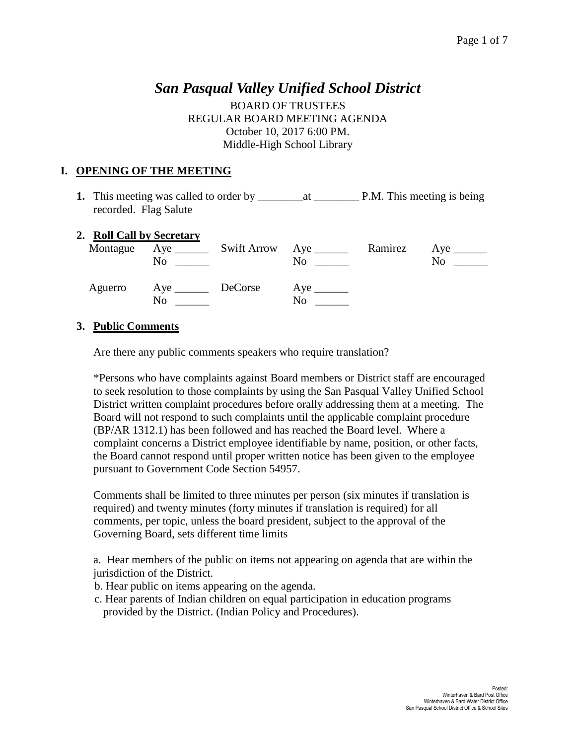# *San Pasqual Valley Unified School District*

BOARD OF TRUSTEES
REGULAR BOARD MEETING AGENDA
October 10, 2017 6:00 PM.
Middle-High School Library

## I. OPENING OF THE MEETING

**1.** This meeting was called to order by ________at ________ P.M. This meeting is being recorded. Flag Salute

**2. Roll Call by Secretary**

| | | | | | |
|---|---|---|---|---|---|
| Montague | Aye ______ No ______ | Swift Arrow | Aye ______ No ______ | Ramirez | Aye ______ No ______ |
| Aguerro | Aye ______ No ______ | DeCorse | Aye ______ No ______ | | |

**3. Public Comments**

Are there any public comments speakers who require translation?

*Persons who have complaints against Board members or District staff are encouraged to seek resolution to those complaints by using the San Pasqual Valley Unified School District written complaint procedures before orally addressing them at a meeting. The Board will not respond to such complaints until the applicable complaint procedure (BP/AR 1312.1) has been followed and has reached the Board level. Where a complaint concerns a District employee identifiable by name, position, or other facts, the Board cannot respond until proper written notice has been given to the employee pursuant to Government Code Section 54957.

Comments shall be limited to three minutes per person (six minutes if translation is required) and twenty minutes (forty minutes if translation is required) for all comments, per topic, unless the board president, subject to the approval of the Governing Board, sets different time limits

a. Hear members of the public on items not appearing on agenda that are within the jurisdiction of the District.
b. Hear public on items appearing on the agenda.
c. Hear parents of Indian children on equal participation in education programs provided by the District. (Indian Policy and Procedures).

Posted:
Winterhaven & Bard Post Office
Winterhaven & Bard Water District Office
San Pasqual School District Office & School Sites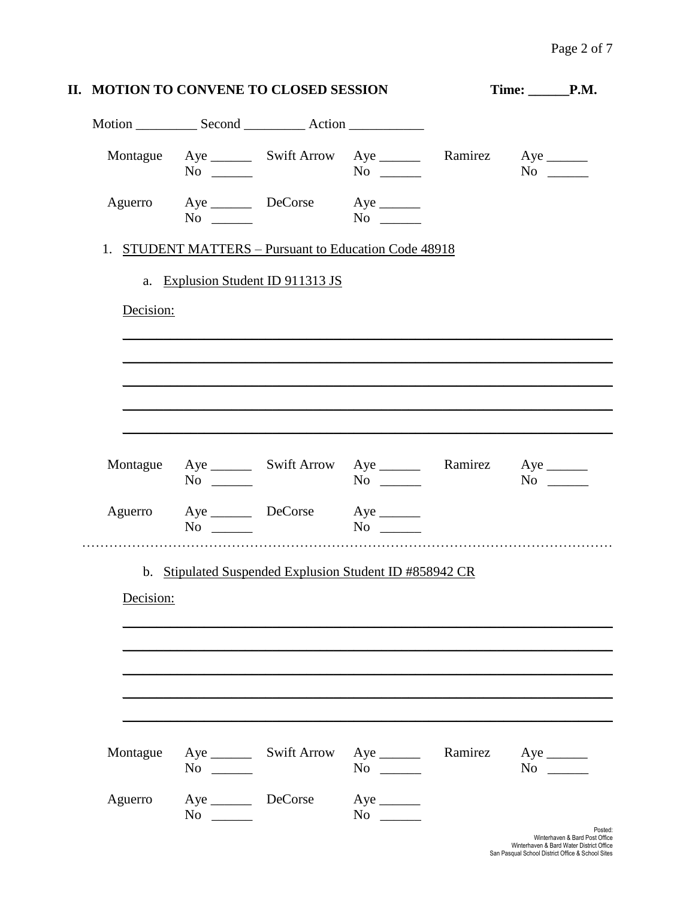## II. MOTION TO CONVENE TO CLOSED SESSION  Time: ______P.M.

Motion _________ Second _________ Action ___________

| | | | | | |
|---|---|---|---|---|---|
| Montague | Aye ______<br>No ______ | Swift Arrow | Aye ______<br>No ______ | Ramirez | Aye ______<br>No ______ |
| Aguerro | Aye ______<br>No ______ | DeCorse | Aye ______<br>No ______ | | |

1. STUDENT MATTERS – Pursuant to Education Code 48918

   a. Explusion Student ID 911313 JS

Decision:

_______________________________________________________________

_______________________________________________________________

_______________________________________________________________

_______________________________________________________________

_______________________________________________________________

| | | | | | |
|---|---|---|---|---|---|
| Montague | Aye ______<br>No ______ | Swift Arrow | Aye ______<br>No ______ | Ramirez | Aye ______<br>No ______ |
| Aguerro | Aye ______<br>No ______ | DeCorse | Aye ______<br>No ______ | | |

…………………………………………………………………………………………………………

   b. Stipulated Suspended Explusion Student ID #858942 CR

Decision:

_______________________________________________________________

_______________________________________________________________

_______________________________________________________________

_______________________________________________________________

_______________________________________________________________

| | | | | | |
|---|---|---|---|---|---|
| Montague | Aye ______<br>No ______ | Swift Arrow | Aye ______<br>No ______ | Ramirez | Aye ______<br>No ______ |
| Aguerro | Aye ______<br>No ______ | DeCorse | Aye ______<br>No ______ | | |

Posted:
Winterhaven & Bard Post Office
Winterhaven & Bard Water District Office
San Pasqual School District Office & School Sites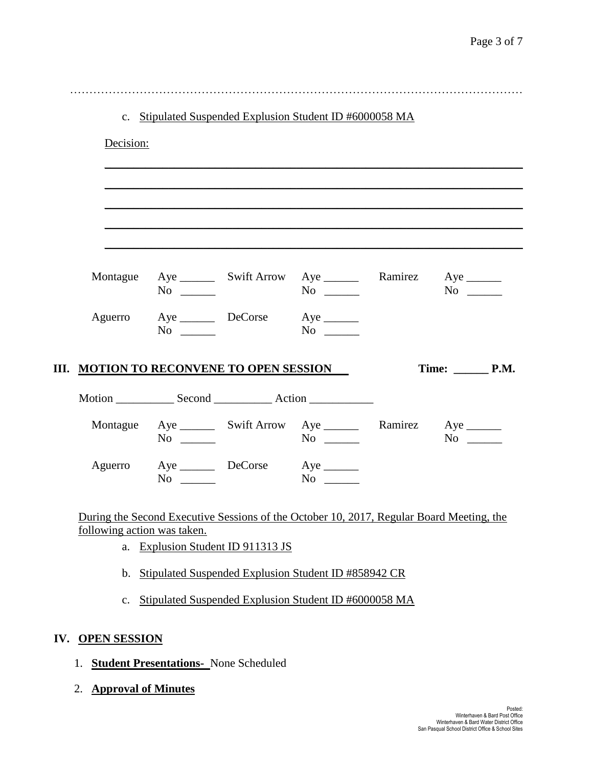c. Stipulated Suspended Explusion Student ID #6000058 MA

Decision:

\_\_\_\_\_\_\_\_\_\_\_\_\_\_\_\_\_\_\_\_\_\_\_\_\_\_\_\_\_\_\_\_\_\_\_\_\_\_\_\_\_\_\_\_\_\_\_\_\_\_\_\_\_\_\_\_\_\_\_\_\_\_\_\_

\_\_\_\_\_\_\_\_\_\_\_\_\_\_\_\_\_\_\_\_\_\_\_\_\_\_\_\_\_\_\_\_\_\_\_\_\_\_\_\_\_\_\_\_\_\_\_\_\_\_\_\_\_\_\_\_\_\_\_\_\_\_\_\_

\_\_\_\_\_\_\_\_\_\_\_\_\_\_\_\_\_\_\_\_\_\_\_\_\_\_\_\_\_\_\_\_\_\_\_\_\_\_\_\_\_\_\_\_\_\_\_\_\_\_\_\_\_\_\_\_\_\_\_\_\_\_\_\_

\_\_\_\_\_\_\_\_\_\_\_\_\_\_\_\_\_\_\_\_\_\_\_\_\_\_\_\_\_\_\_\_\_\_\_\_\_\_\_\_\_\_\_\_\_\_\_\_\_\_\_\_\_\_\_\_\_\_\_\_\_\_\_\_

\_\_\_\_\_\_\_\_\_\_\_\_\_\_\_\_\_\_\_\_\_\_\_\_\_\_\_\_\_\_\_\_\_\_\_\_\_\_\_\_\_\_\_\_\_\_\_\_\_\_\_\_\_\_\_\_\_\_\_\_\_\_\_\_

| | | | | | |
|---|---|---|---|---|---|
| Montague | Aye ______ No ______ | Swift Arrow | Aye ______ No ______ | Ramirez | Aye ______ No ______ |
| Aguerro | Aye ______ No ______ | DeCorse | Aye ______ No ______ | | |

## III. MOTION TO RECONVENE TO OPEN SESSION    Time: ______ P.M.

Motion __________ Second __________ Action ___________

| | | | | | |
|---|---|---|---|---|---|
| Montague | Aye ______ No ______ | Swift Arrow | Aye ______ No ______ | Ramirez | Aye ______ No ______ |
| Aguerro | Aye ______ No ______ | DeCorse | Aye ______ No ______ | | |

During the Second Executive Sessions of the October 10, 2017, Regular Board Meeting, the following action was taken.

a. Explusion Student ID 911313 JS

b. Stipulated Suspended Explusion Student ID #858942 CR

c. Stipulated Suspended Explusion Student ID #6000058 MA

## IV. OPEN SESSION

1. **Student Presentations-** None Scheduled
2. **Approval of Minutes**

Posted:
Winterhaven & Bard Post Office
Winterhaven & Bard Water District Office
San Pasqual School District Office & School Sites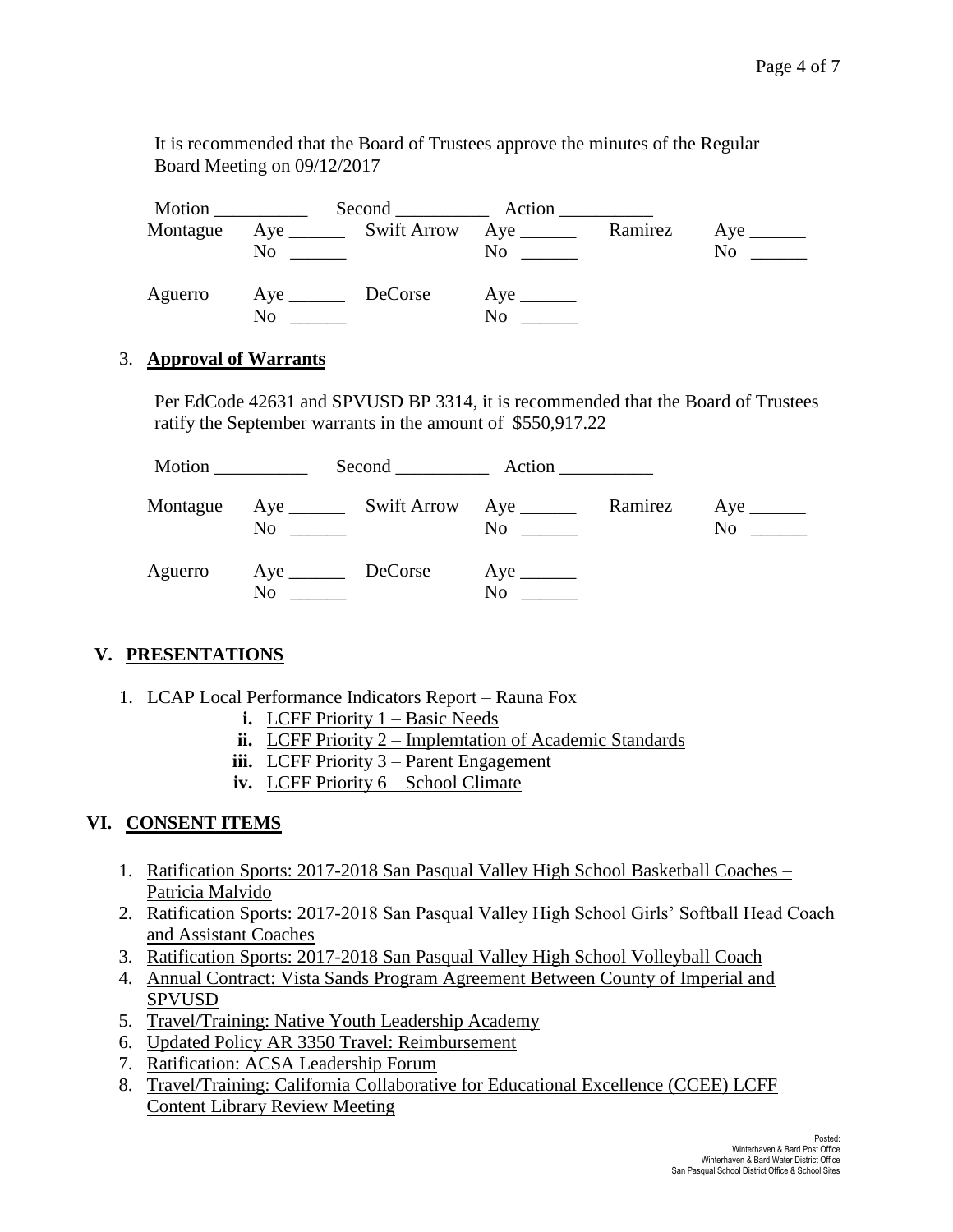It is recommended that the Board of Trustees approve the minutes of the Regular Board Meeting on 09/12/2017

Motion __________ Second __________ Action __________

| | | | | | |
|---|---|---|---|---|---|
| Montague | Aye ______<br>No ______ | Swift Arrow | Aye ______<br>No ______ | Ramirez | Aye ______<br>No ______ |
| Aguerro | Aye ______<br>No ______ | DeCorse | Aye ______<br>No ______ | | |

3. **Approval of Warrants**

Per EdCode 42631 and SPVUSD BP 3314, it is recommended that the Board of Trustees ratify the September warrants in the amount of $550,917.22

Motion __________ Second __________ Action __________

| | | | | | |
|---|---|---|---|---|---|
| Montague | Aye ______<br>No ______ | Swift Arrow | Aye ______<br>No ______ | Ramirez | Aye ______<br>No ______ |
| Aguerro | Aye ______<br>No ______ | DeCorse | Aye ______<br>No ______ | | |

## V. PRESENTATIONS

1. LCAP Local Performance Indicators Report – Rauna Fox
   - i. LCFF Priority 1 – Basic Needs
   - ii. LCFF Priority 2 – Implemtation of Academic Standards
   - iii. LCFF Priority 3 – Parent Engagement
   - iv. LCFF Priority 6 – School Climate

## VI. CONSENT ITEMS

1. Ratification Sports: 2017-2018 San Pasqual Valley High School Basketball Coaches – Patricia Malvido
2. Ratification Sports: 2017-2018 San Pasqual Valley High School Girls' Softball Head Coach and Assistant Coaches
3. Ratification Sports: 2017-2018 San Pasqual Valley High School Volleyball Coach
4. Annual Contract: Vista Sands Program Agreement Between County of Imperial and SPVUSD
5. Travel/Training: Native Youth Leadership Academy
6. Updated Policy AR 3350 Travel: Reimbursement
7. Ratification: ACSA Leadership Forum
8. Travel/Training: California Collaborative for Educational Excellence (CCEE) LCFF Content Library Review Meeting

Posted:
Winterhaven & Bard Post Office
Winterhaven & Bard Water District Office
San Pasqual School District Office & School Sites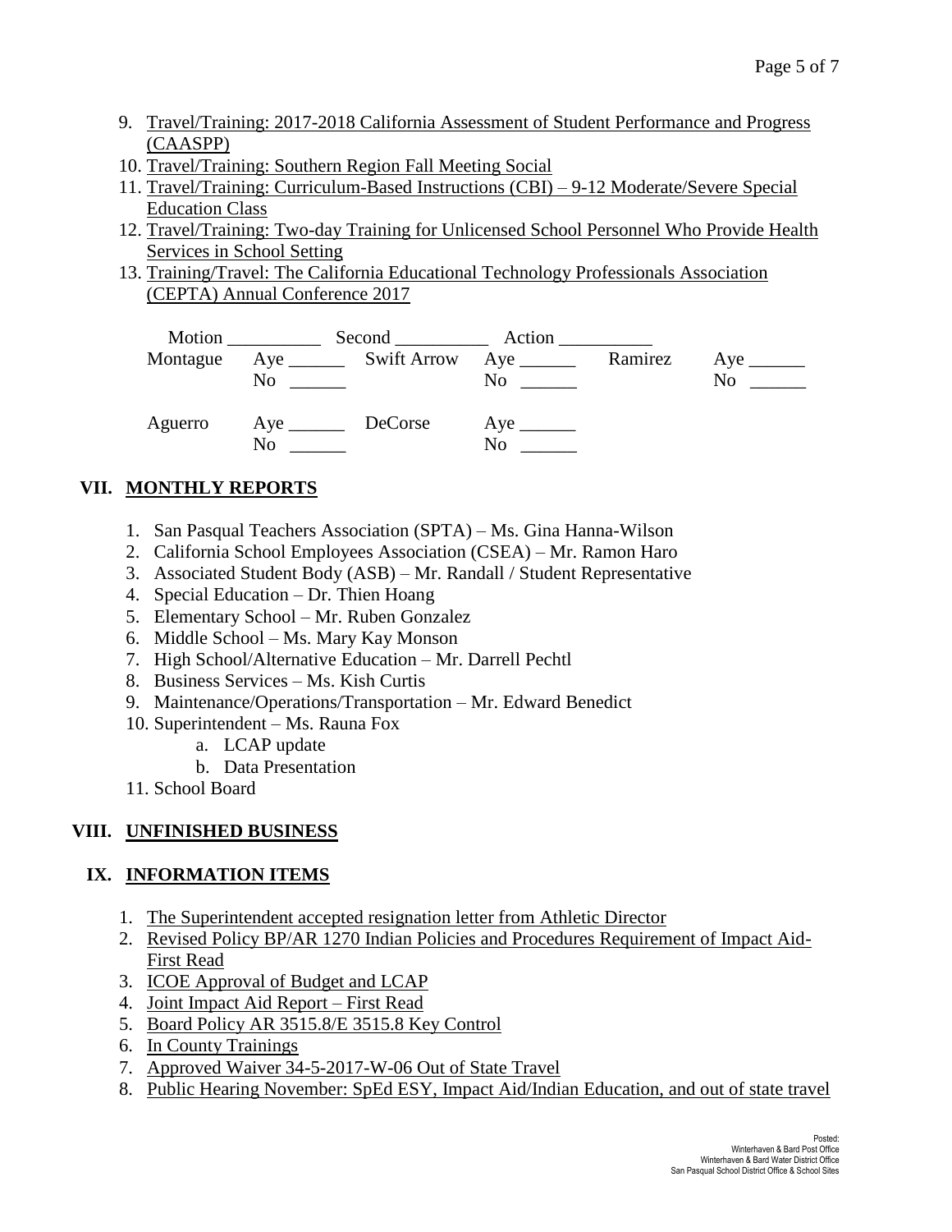9. Travel/Training: 2017-2018 California Assessment of Student Performance and Progress (CAASPP)
10. Travel/Training: Southern Region Fall Meeting Social
11. Travel/Training: Curriculum-Based Instructions (CBI) – 9-12 Moderate/Severe Special Education Class
12. Travel/Training: Two-day Training for Unlicensed School Personnel Who Provide Health Services in School Setting
13. Training/Travel: The California Educational Technology Professionals Association (CEPTA) Annual Conference 2017

Motion __________ Second __________ Action __________

| | | | | | |
|---|---|---|---|---|---|
| Montague | Aye ______<br>No ______ | Swift Arrow | Aye ______<br>No ______ | Ramirez | Aye ______<br>No ______ |
| Aguerro | Aye ______<br>No ______ | DeCorse | Aye ______<br>No ______ | | |

## VII. MONTHLY REPORTS

1. San Pasqual Teachers Association (SPTA) – Ms. Gina Hanna-Wilson
2. California School Employees Association (CSEA) – Mr. Ramon Haro
3. Associated Student Body (ASB) – Mr. Randall / Student Representative
4. Special Education – Dr. Thien Hoang
5. Elementary School – Mr. Ruben Gonzalez
6. Middle School – Ms. Mary Kay Monson
7. High School/Alternative Education – Mr. Darrell Pechtl
8. Business Services – Ms. Kish Curtis
9. Maintenance/Operations/Transportation – Mr. Edward Benedict
10. Superintendent – Ms. Rauna Fox
    a. LCAP update
    b. Data Presentation
11. School Board

## VIII. UNFINISHED BUSINESS

## IX. INFORMATION ITEMS

1. The Superintendent accepted resignation letter from Athletic Director
2. Revised Policy BP/AR 1270 Indian Policies and Procedures Requirement of Impact Aid-First Read
3. ICOE Approval of Budget and LCAP
4. Joint Impact Aid Report – First Read
5. Board Policy AR 3515.8/E 3515.8 Key Control
6. In County Trainings
7. Approved Waiver 34-5-2017-W-06 Out of State Travel
8. Public Hearing November: SpEd ESY, Impact Aid/Indian Education, and out of state travel

Posted:
Winterhaven & Bard Post Office
Winterhaven & Bard Water District Office
San Pasqual School District Office & School Sites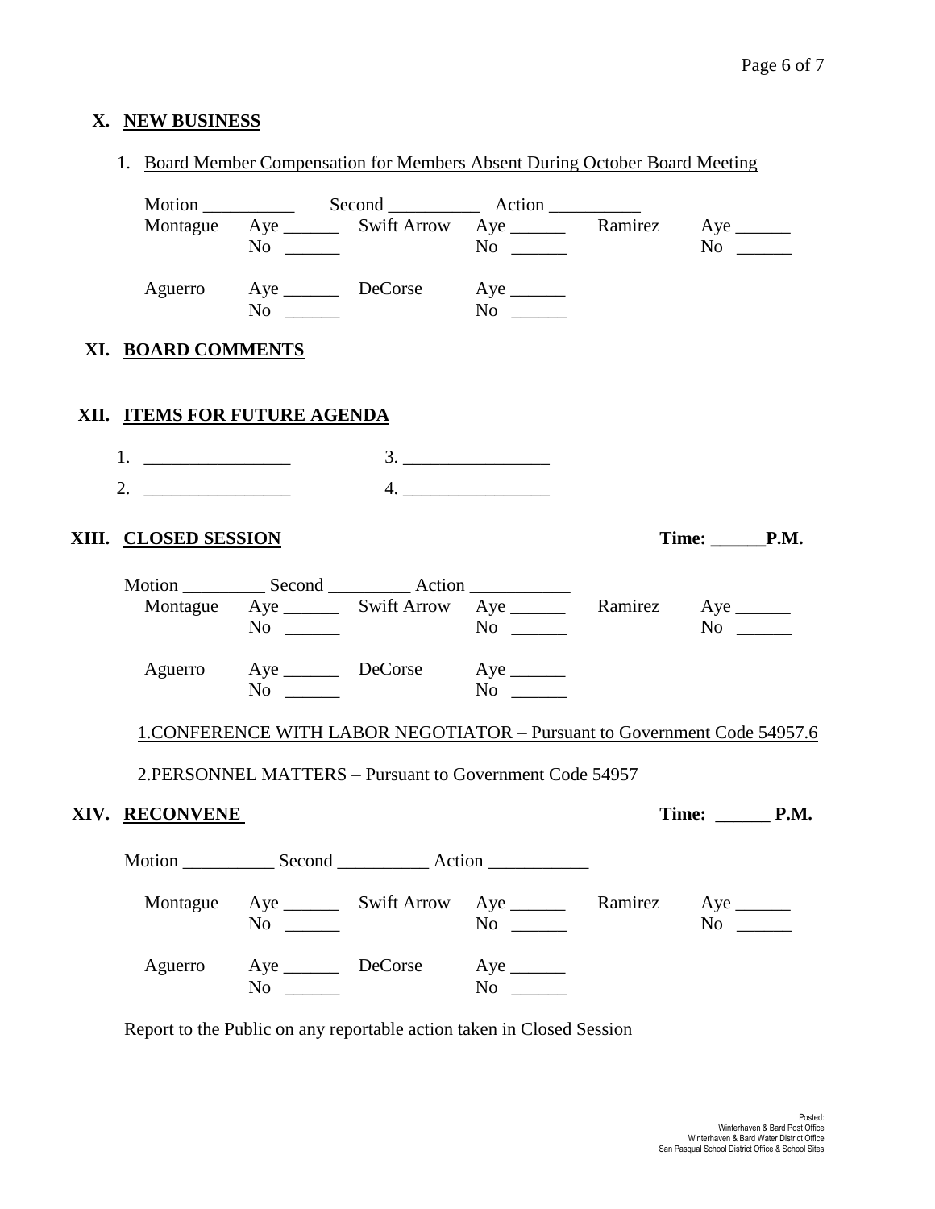## X. NEW BUSINESS

1. Board Member Compensation for Members Absent During October Board Meeting

Motion __________ Second __________ Action __________

| | | | | | |
|---|---|---|---|---|---|
| Montague | Aye ______ No ______ | Swift Arrow | Aye ______ No ______ | Ramirez | Aye ______ No ______ |
| Aguerro | Aye ______ No ______ | DeCorse | Aye ______ No ______ | | |

## XI. BOARD COMMENTS

## XII. ITEMS FOR FUTURE AGENDA

1. ________________
2. ________________
3. ________________
4. ________________

## XIII. CLOSED SESSION

**Time: ______P.M.**

Motion _________ Second _________ Action ___________

| | | | | | |
|---|---|---|---|---|---|
| Montague | Aye ______ No ______ | Swift Arrow | Aye ______ No ______ | Ramirez | Aye ______ No ______ |
| Aguerro | Aye ______ No ______ | DeCorse | Aye ______ No ______ | | |

1.CONFERENCE WITH LABOR NEGOTIATOR – Pursuant to Government Code 54957.6

2.PERSONNEL MATTERS – Pursuant to Government Code 54957

## XIV. RECONVENE

**Time: ______ P.M.**

Motion __________ Second __________ Action ___________

| | | | | | |
|---|---|---|---|---|---|
| Montague | Aye ______ No ______ | Swift Arrow | Aye ______ No ______ | Ramirez | Aye ______ No ______ |
| Aguerro | Aye ______ No ______ | DeCorse | Aye ______ No ______ | | |

Report to the Public on any reportable action taken in Closed Session

Posted:
Winterhaven & Bard Post Office
Winterhaven & Bard Water District Office
San Pasqual School District Office & School Sites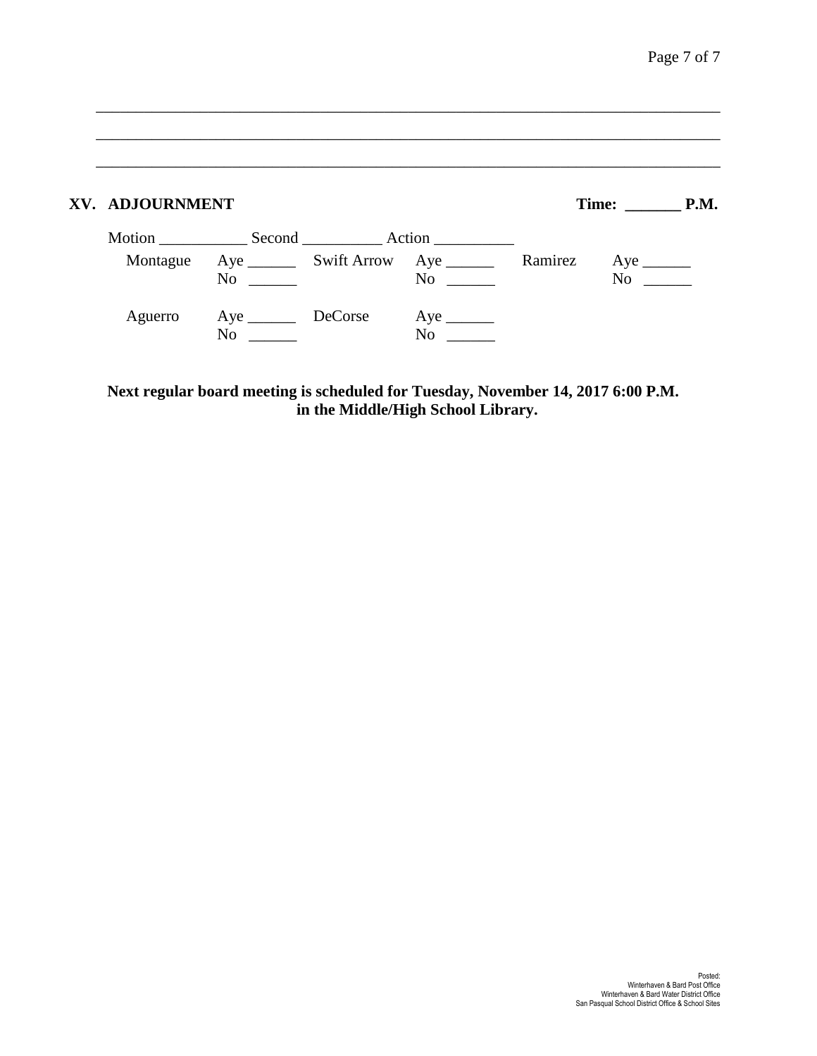\_\_\_\_\_\_\_\_\_\_\_\_\_\_\_\_\_\_\_\_\_\_\_\_\_\_\_\_\_\_\_\_\_\_\_\_\_\_\_\_\_\_\_\_\_\_\_\_\_\_\_\_\_\_\_\_\_\_\_\_\_\_\_\_\_\_\_\_\_\_\_\_\_\_\_\_\_\_

\_\_\_\_\_\_\_\_\_\_\_\_\_\_\_\_\_\_\_\_\_\_\_\_\_\_\_\_\_\_\_\_\_\_\_\_\_\_\_\_\_\_\_\_\_\_\_\_\_\_\_\_\_\_\_\_\_\_\_\_\_\_\_\_\_\_\_\_\_\_\_\_\_\_\_\_\_\_

\_\_\_\_\_\_\_\_\_\_\_\_\_\_\_\_\_\_\_\_\_\_\_\_\_\_\_\_\_\_\_\_\_\_\_\_\_\_\_\_\_\_\_\_\_\_\_\_\_\_\_\_\_\_\_\_\_\_\_\_\_\_\_\_\_\_\_\_\_\_\_\_\_\_\_\_\_\_

## XV. ADJOURNMENT

**Time: _______ P.M.**

Motion ___________ Second __________ Action __________

| | | | | | |
|---|---|---|---|---|---|
| Montague | Aye ______<br>No ______ | Swift Arrow | Aye ______<br>No ______ | Ramirez | Aye ______<br>No ______ |
| Aguerro | Aye ______<br>No ______ | DeCorse | Aye ______<br>No ______ | | |

**Next regular board meeting is scheduled for Tuesday, November 14, 2017 6:00 P.M. in the Middle/High School Library.**

Posted:
Winterhaven & Bard Post Office
Winterhaven & Bard Water District Office
San Pasqual School District Office & School Sites